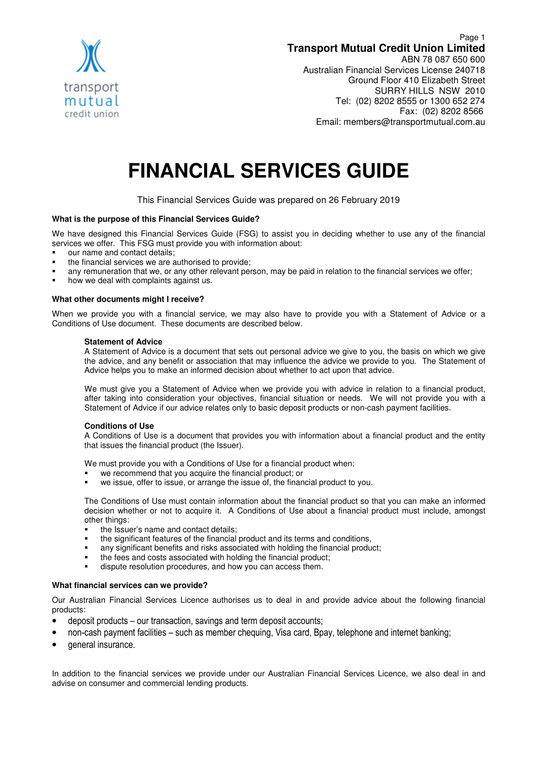transport mutual credit union

**Transport Mutual Credit Union Limited**
ABN 78 087 650 600
Australian Financial Services License 240718
Ground Floor 410 Elizabeth Street
SURRY HILLS NSW 2010
Tel: (02) 8202 8555 or 1300 652 274
Fax: (02) 8202 8566
Email: members@transportmutual.com.au

# FINANCIAL SERVICES GUIDE

This Financial Services Guide was prepared on 26 February 2019

### What is the purpose of this Financial Services Guide?

We have designed this Financial Services Guide (FSG) to assist you in deciding whether to use any of the financial services we offer. This FSG must provide you with information about:

- our name and contact details;
- the financial services we are authorised to provide;
- any remuneration that we, or any other relevant person, may be paid in relation to the financial services we offer;
- how we deal with complaints against us.

### What other documents might I receive?

When we provide you with a financial service, we may also have to provide you with a Statement of Advice or a Conditions of Use document. These documents are described below.

**Statement of Advice**
A Statement of Advice is a document that sets out personal advice we give to you, the basis on which we give the advice, and any benefit or association that may influence the advice we provide to you. The Statement of Advice helps you to make an informed decision about whether to act upon that advice.

We must give you a Statement of Advice when we provide you with advice in relation to a financial product, after taking into consideration your objectives, financial situation or needs. We will not provide you with a Statement of Advice if our advice relates only to basic deposit products or non-cash payment facilities.

**Conditions of Use**
A Conditions of Use is a document that provides you with information about a financial product and the entity that issues the financial product (the Issuer).

We must provide you with a Conditions of Use for a financial product when:

- we recommend that you acquire the financial product; or
- we issue, offer to issue, or arrange the issue of, the financial product to you.

The Conditions of Use must contain information about the financial product so that you can make an informed decision whether or not to acquire it. A Conditions of Use about a financial product must include, amongst other things:

- the Issuer's name and contact details;
- the significant features of the financial product and its terms and conditions,
- any significant benefits and risks associated with holding the financial product;
- the fees and costs associated with holding the financial product;
- dispute resolution procedures, and how you can access them.

### What financial services can we provide?

Our Australian Financial Services Licence authorises us to deal in and provide advice about the following financial products:

- deposit products – our transaction, savings and term deposit accounts;
- non-cash payment facilities – such as member chequing, Visa card, Bpay, telephone and internet banking;
- general insurance.

In addition to the financial services we provide under our Australian Financial Services Licence, we also deal in and advise on consumer and commercial lending products.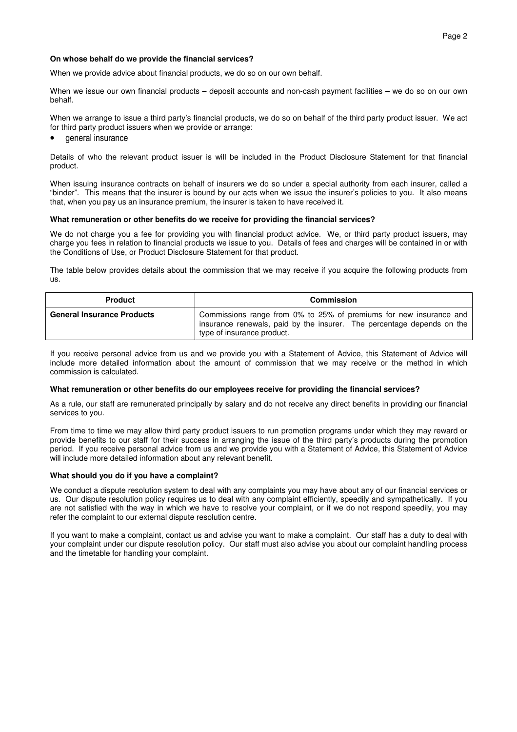**On whose behalf do we provide the financial services?**

When we provide advice about financial products, we do so on our own behalf.

When we issue our own financial products – deposit accounts and non-cash payment facilities – we do so on our own behalf.

When we arrange to issue a third party's financial products, we do so on behalf of the third party product issuer. We act for third party product issuers when we provide or arrange:

- general insurance

Details of who the relevant product issuer is will be included in the Product Disclosure Statement for that financial product.

When issuing insurance contracts on behalf of insurers we do so under a special authority from each insurer, called a "binder". This means that the insurer is bound by our acts when we issue the insurer's policies to you. It also means that, when you pay us an insurance premium, the insurer is taken to have received it.

**What remuneration or other benefits do we receive for providing the financial services?**

We do not charge you a fee for providing you with financial product advice. We, or third party product issuers, may charge you fees in relation to financial products we issue to you. Details of fees and charges will be contained in or with the Conditions of Use, or Product Disclosure Statement for that product.

The table below provides details about the commission that we may receive if you acquire the following products from us.

| Product | Commission |
|---|---|
| **General Insurance Products** | Commissions range from 0% to 25% of premiums for new insurance and insurance renewals, paid by the insurer. The percentage depends on the type of insurance product. |

If you receive personal advice from us and we provide you with a Statement of Advice, this Statement of Advice will include more detailed information about the amount of commission that we may receive or the method in which commission is calculated.

**What remuneration or other benefits do our employees receive for providing the financial services?**

As a rule, our staff are remunerated principally by salary and do not receive any direct benefits in providing our financial services to you.

From time to time we may allow third party product issuers to run promotion programs under which they may reward or provide benefits to our staff for their success in arranging the issue of the third party's products during the promotion period. If you receive personal advice from us and we provide you with a Statement of Advice, this Statement of Advice will include more detailed information about any relevant benefit.

**What should you do if you have a complaint?**

We conduct a dispute resolution system to deal with any complaints you may have about any of our financial services or us. Our dispute resolution policy requires us to deal with any complaint efficiently, speedily and sympathetically. If you are not satisfied with the way in which we have to resolve your complaint, or if we do not respond speedily, you may refer the complaint to our external dispute resolution centre.

If you want to make a complaint, contact us and advise you want to make a complaint. Our staff has a duty to deal with your complaint under our dispute resolution policy. Our staff must also advise you about our complaint handling process and the timetable for handling your complaint.